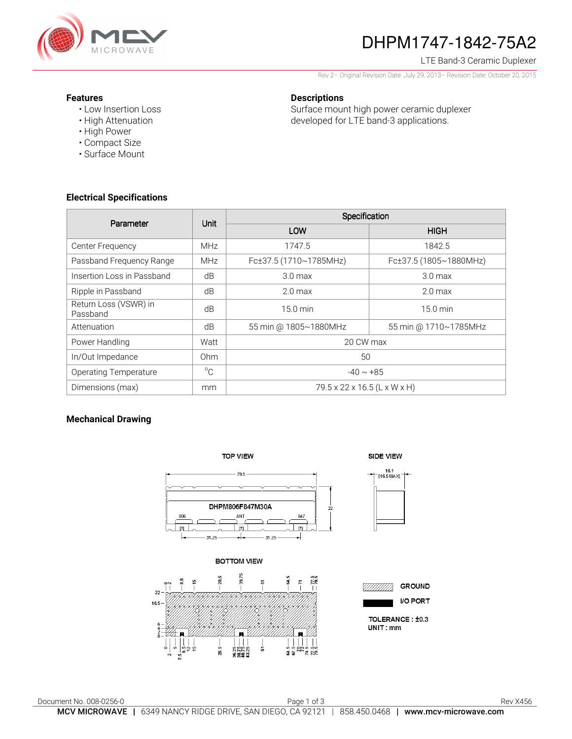# DHPM1747-1842-75A2

LTE Band-3 Ceramic Duplexer

Rev 2– Original Revision Date: July 29, 2013– Revision Date: October 20, 2015

### Features

- Low Insertion Loss
- High Attenuation
- High Power
- Compact Size
- Surface Mount

### Descriptions

Surface mount high power ceramic duplexer developed for LTE band-3 applications.

### Electrical Specifications

| Parameter | Unit | Specification | |
|---|---|---|---|
| | | LOW | HIGH |
| Center Frequency | MHz | 1747.5 | 1842.5 |
| Passband Frequency Range | MHz | Fc±37.5 (1710~1785MHz) | Fc±37.5 (1805~1880MHz) |
| Insertion Loss in Passband | dB | 3.0 max | 3.0 max |
| Ripple in Passband | dB | 2.0 max | 2.0 max |
| Return Loss (VSWR) in Passband | dB | 15.0 min | 15.0 min |
| Attenuation | dB | 55 min @ 1805~1880MHz | 55 min @ 1710~1785MHz |
| Power Handling | Watt | 20 CW max | |
| In/Out Impedance | Ohm | 50 | |
| Operating Temperature | °C | -40 ~ +85 | |
| Dimensions (max) | mm | 79.5 x 22 x 16.5 (L x W x H) | |

### Mechanical Drawing

TOP VIEW

79.5

DHPM806F847M30A

806 ANT 847

22

31.25 31.25

SIDE VIEW

16.1 [16.5 MAX]

BOTTOM VIEW

GROUND

I/O PORT

TOLERANCE : ±0.3

UNIT : mm

Document No. 008-0256-0

Rev X456

**MCV MICROWAVE** | 6349 NANCY RIDGE DRIVE, SAN DIEGO, CA 92121 | 858.450.0468 | **www.mcv-microwave.com**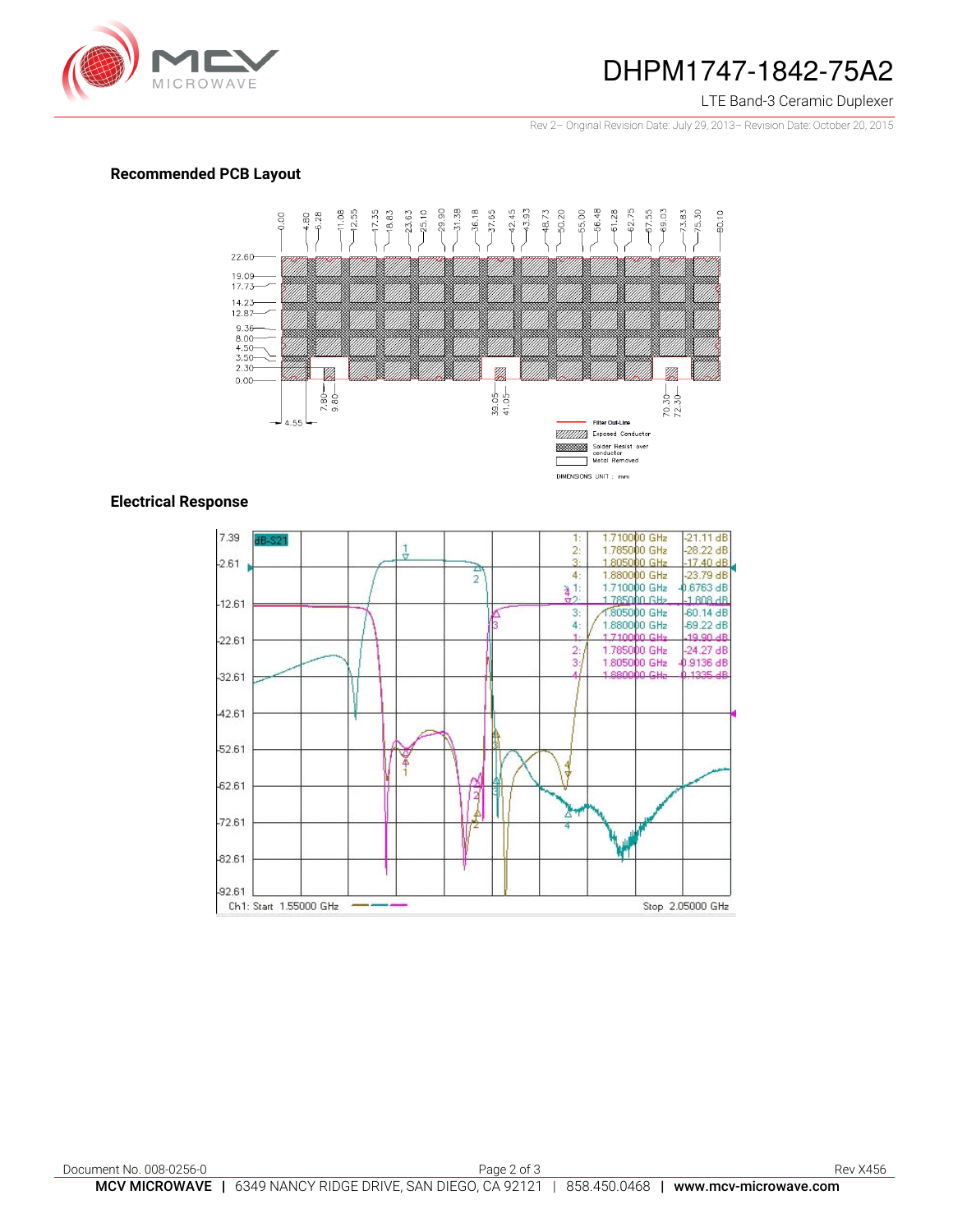## Recommended PCB Layout

Filter Out-Line

Exposed Conductor

Solder Resist over conductor

Metal Removed

DIMENSIONS UNIT : mm

## Electrical Response

| Marker | Frequency | Value |
|---|---|---|
| 1: | 1.710000 GHz | -21.11 dB |
| 2: | 1.785000 GHz | -28.22 dB |
| 3: | 1.805000 GHz | -17.40 dB |
| 4: | 1.880000 GHz | -23.79 dB |
| 1: | 1.710000 GHz | -0.6763 dB |
| 2: | 1.785000 GHz | -1.808 dB |
| 3: | 1.805000 GHz | -60.14 dB |
| 4: | 1.880000 GHz | -69.22 dB |
| 1: | 1.710000 GHz | -19.90 dB |
| 2: | 1.785000 GHz | -24.27 dB |
| 3: | 1.805000 GHz | -0.9136 dB |
| 4: | 1.880000 GHz | -0.1335 dB |

Ch1: Start 1.55000 GHz — Stop 2.05000 GHz

Document No. 008-0256-0 Rev X456

**MCV MICROWAVE** | 6349 NANCY RIDGE DRIVE, SAN DIEGO, CA 92121 | 858.450.0468 | **www.mcv-microwave.com**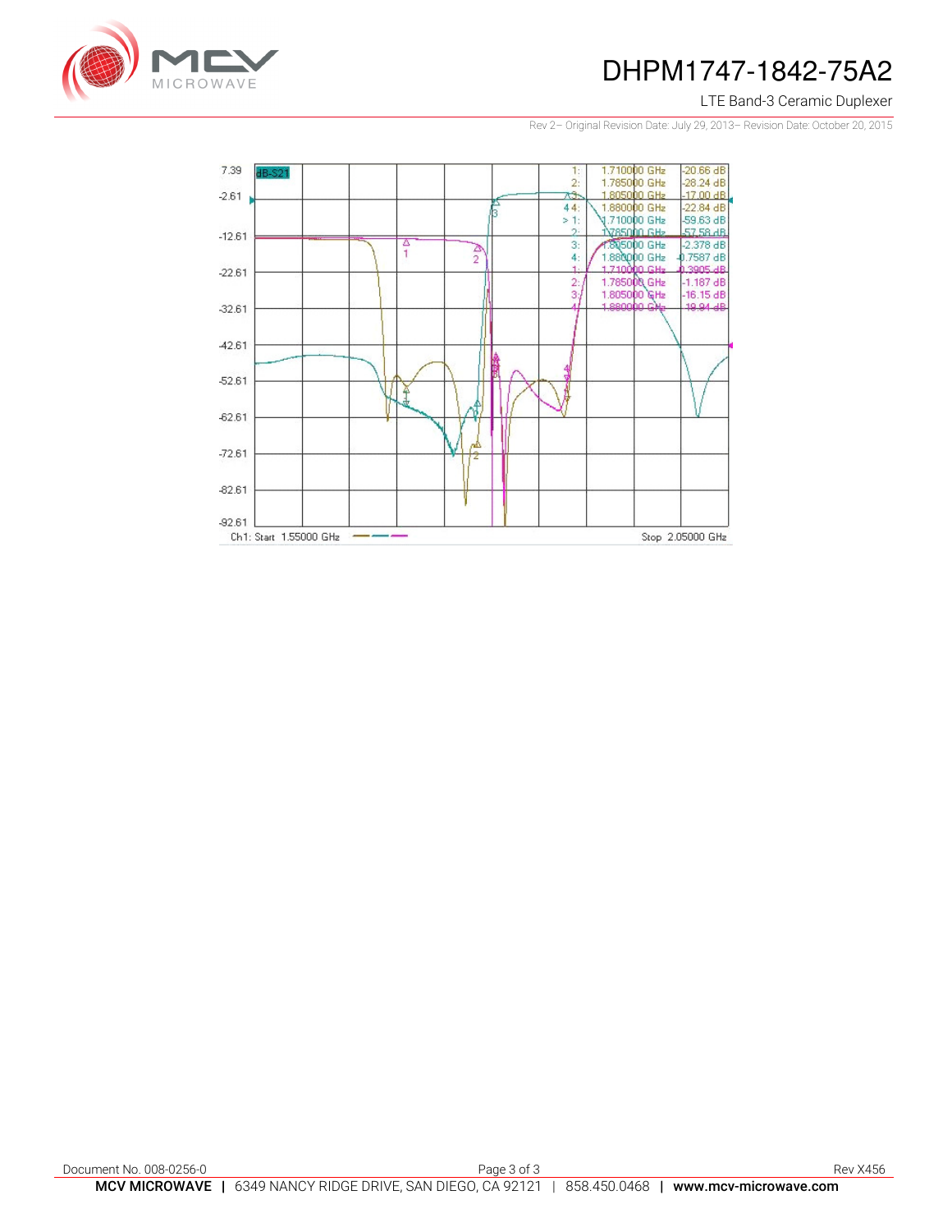7.39

dB-S21

-2.61

-12.61

-22.61

-32.61

-42.61

-52.61

-62.61

-72.61

-82.61

-92.61

1: 1.710000 GHz -20.66 dB

2: 1.785000 GHz -28.24 dB

3: 1.805000 GHz -17.00 dB

4: 1.880000 GHz -22.84 dB

> 1: 1.710000 GHz -59.63 dB

2: 1.785000 GHz -57.58 dB

3: 1.805000 GHz -2.378 dB

4: 1.880000 GHz -0.7587 dB

1: 1.710000 GHz -0.3905 dB

2: 1.785000 GHz -1.187 dB

3: 1.805000 GHz -16.15 dB

4: 1.880000 GHz -19.94 dB

Ch1: Start 1.55000 GHz

Stop 2.05000 GHz